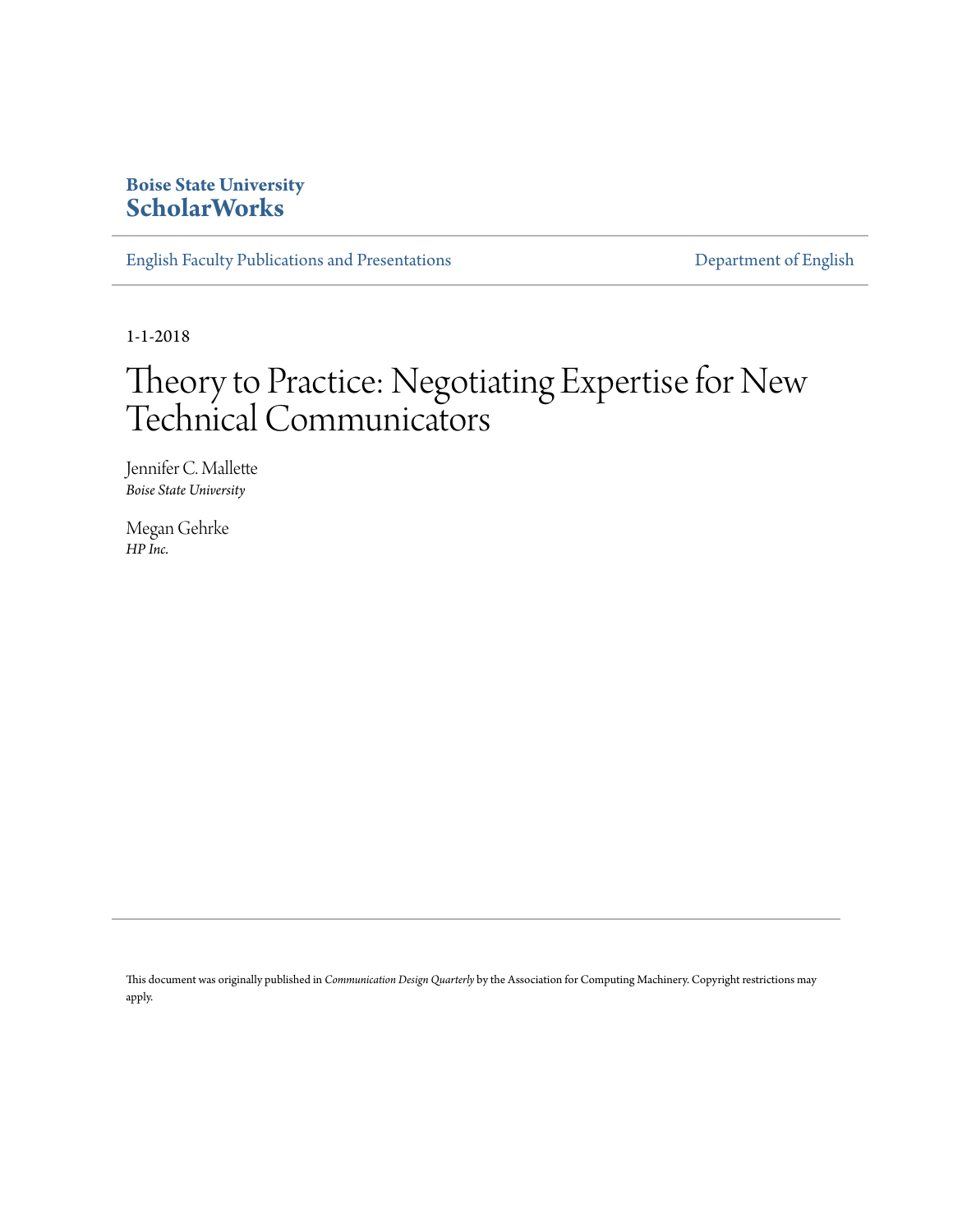**Boise State University**
**ScholarWorks**

English Faculty Publications and Presentations | Department of English

1-1-2018

# Theory to Practice: Negotiating Expertise for New Technical Communicators

Jennifer C. Mallette
*Boise State University*

Megan Gehrke
*HP Inc.*

This document was originally published in *Communication Design Quarterly* by the Association for Computing Machinery. Copyright restrictions may apply.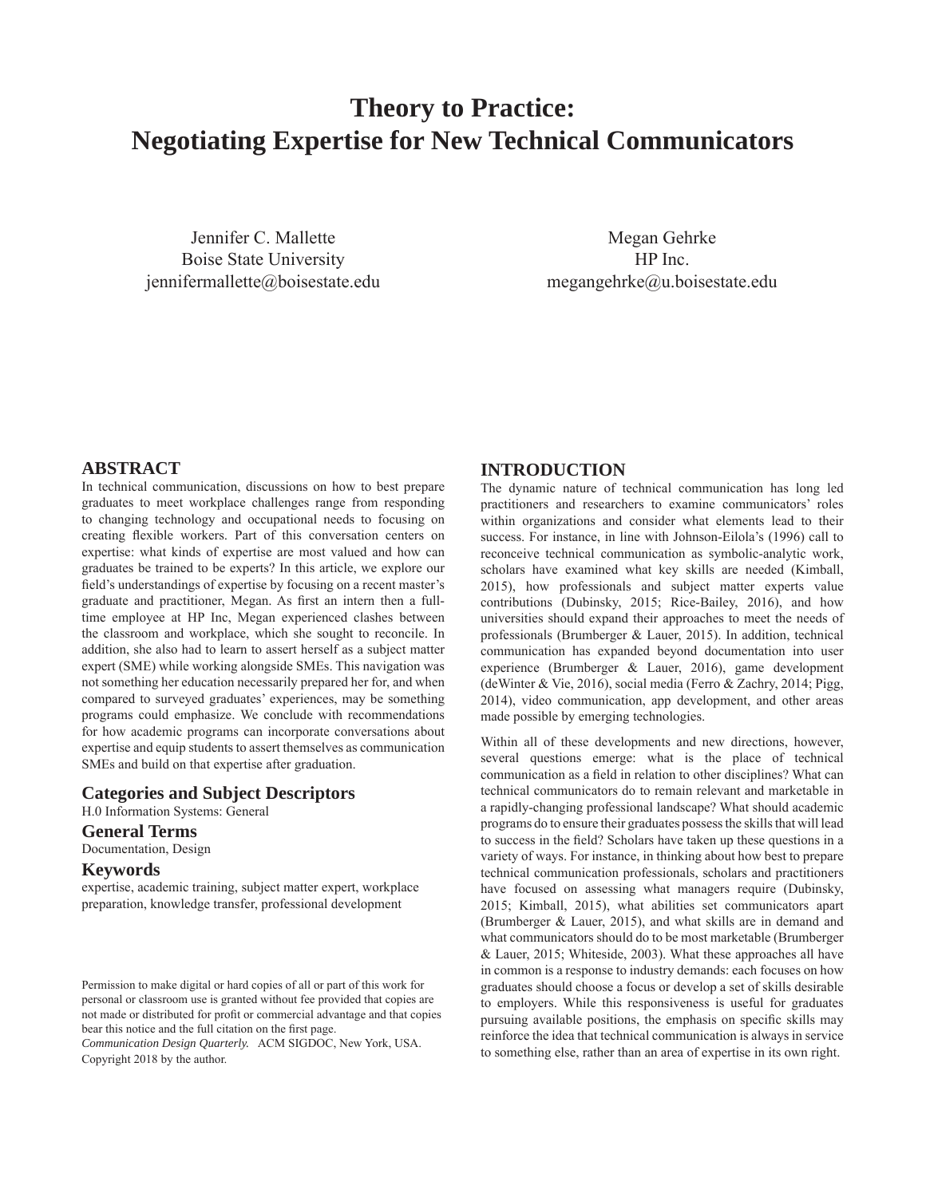# Theory to Practice: Negotiating Expertise for New Technical Communicators

Jennifer C. Mallette
Boise State University
jennifermallette@boisestate.edu

Megan Gehrke
HP Inc.
megangehrke@u.boisestate.edu

## ABSTRACT

In technical communication, discussions on how to best prepare graduates to meet workplace challenges range from responding to changing technology and occupational needs to focusing on creating flexible workers. Part of this conversation centers on expertise: what kinds of expertise are most valued and how can graduates be trained to be experts? In this article, we explore our field's understandings of expertise by focusing on a recent master's graduate and practitioner, Megan. As first an intern then a full-time employee at HP Inc, Megan experienced clashes between the classroom and workplace, which she sought to reconcile. In addition, she also had to learn to assert herself as a subject matter expert (SME) while working alongside SMEs. This navigation was not something her education necessarily prepared her for, and when compared to surveyed graduates' experiences, may be something programs could emphasize. We conclude with recommendations for how academic programs can incorporate conversations about expertise and equip students to assert themselves as communication SMEs and build on that expertise after graduation.

### Categories and Subject Descriptors

H.0 Information Systems: General

### General Terms

Documentation, Design

### Keywords

expertise, academic training, subject matter expert, workplace preparation, knowledge transfer, professional development

Permission to make digital or hard copies of all or part of this work for personal or classroom use is granted without fee provided that copies are not made or distributed for profit or commercial advantage and that copies bear this notice and the full citation on the first page.
*Communication Design Quarterly.* ACM SIGDOC, New York, USA.
Copyright 2018 by the author.

## INTRODUCTION

The dynamic nature of technical communication has long led practitioners and researchers to examine communicators' roles within organizations and consider what elements lead to their success. For instance, in line with Johnson-Eilola's (1996) call to reconceive technical communication as symbolic-analytic work, scholars have examined what key skills are needed (Kimball, 2015), how professionals and subject matter experts value contributions (Dubinsky, 2015; Rice-Bailey, 2016), and how universities should expand their approaches to meet the needs of professionals (Brumberger & Lauer, 2015). In addition, technical communication has expanded beyond documentation into user experience (Brumberger & Lauer, 2016), game development (deWinter & Vie, 2016), social media (Ferro & Zachry, 2014; Pigg, 2014), video communication, app development, and other areas made possible by emerging technologies.

Within all of these developments and new directions, however, several questions emerge: what is the place of technical communication as a field in relation to other disciplines? What can technical communicators do to remain relevant and marketable in a rapidly-changing professional landscape? What should academic programs do to ensure their graduates possess the skills that will lead to success in the field? Scholars have taken up these questions in a variety of ways. For instance, in thinking about how best to prepare technical communication professionals, scholars and practitioners have focused on assessing what managers require (Dubinsky, 2015; Kimball, 2015), what abilities set communicators apart (Brumberger & Lauer, 2015), and what skills are in demand and what communicators should do to be most marketable (Brumberger & Lauer, 2015; Whiteside, 2003). What these approaches all have in common is a response to industry demands: each focuses on how graduates should choose a focus or develop a set of skills desirable to employers. While this responsiveness is useful for graduates pursuing available positions, the emphasis on specific skills may reinforce the idea that technical communication is always in service to something else, rather than an area of expertise in its own right.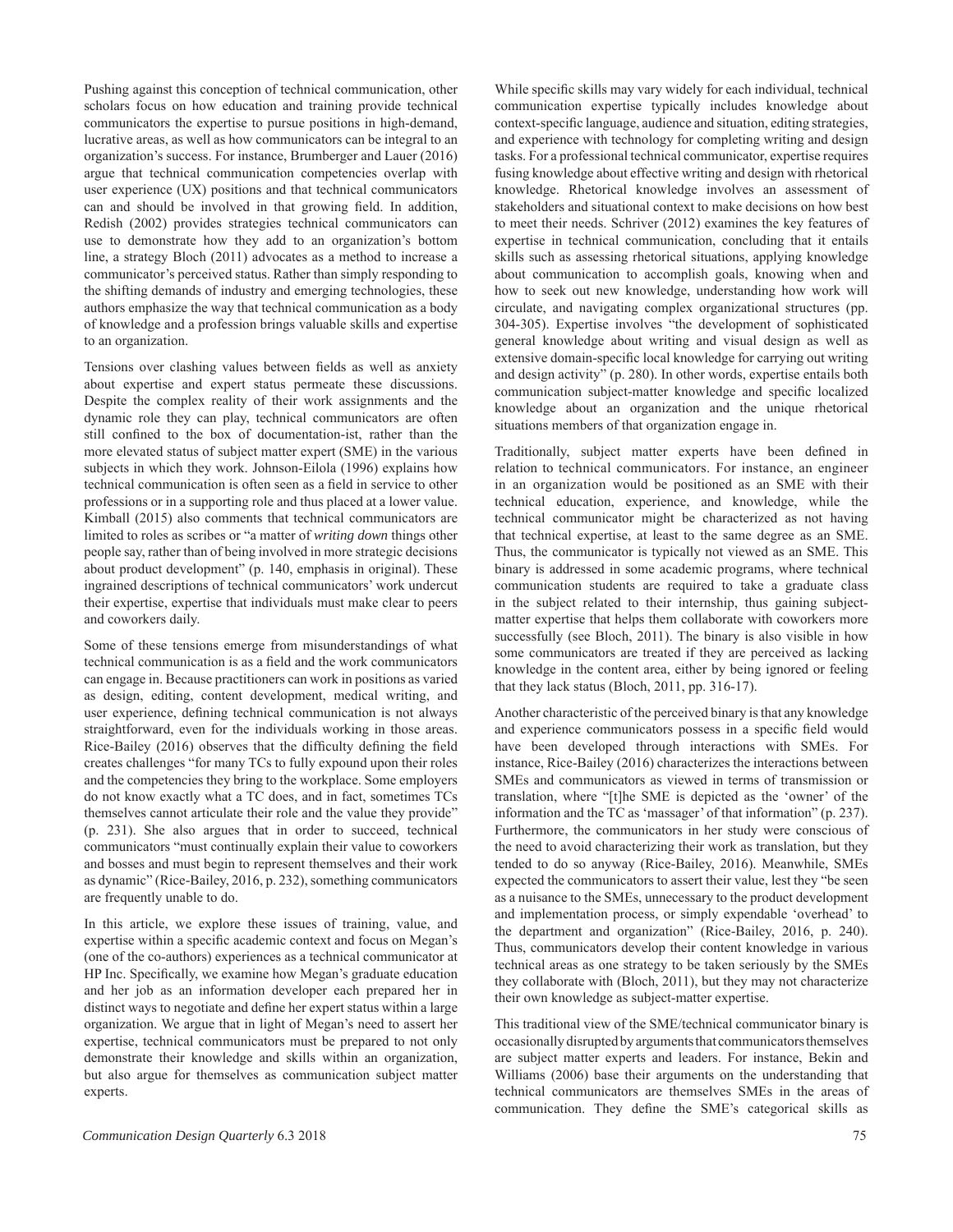Pushing against this conception of technical communication, other scholars focus on how education and training provide technical communicators the expertise to pursue positions in high-demand, lucrative areas, as well as how communicators can be integral to an organization's success. For instance, Brumberger and Lauer (2016) argue that technical communication competencies overlap with user experience (UX) positions and that technical communicators can and should be involved in that growing field. In addition, Redish (2002) provides strategies technical communicators can use to demonstrate how they add to an organization's bottom line, a strategy Bloch (2011) advocates as a method to increase a communicator's perceived status. Rather than simply responding to the shifting demands of industry and emerging technologies, these authors emphasize the way that technical communication as a body of knowledge and a profession brings valuable skills and expertise to an organization.

Tensions over clashing values between fields as well as anxiety about expertise and expert status permeate these discussions. Despite the complex reality of their work assignments and the dynamic role they can play, technical communicators are often still confined to the box of documentation-ist, rather than the more elevated status of subject matter expert (SME) in the various subjects in which they work. Johnson-Eilola (1996) explains how technical communication is often seen as a field in service to other professions or in a supporting role and thus placed at a lower value. Kimball (2015) also comments that technical communicators are limited to roles as scribes or "a matter of *writing down* things other people say, rather than of being involved in more strategic decisions about product development" (p. 140, emphasis in original). These ingrained descriptions of technical communicators' work undercut their expertise, expertise that individuals must make clear to peers and coworkers daily.

Some of these tensions emerge from misunderstandings of what technical communication is as a field and the work communicators can engage in. Because practitioners can work in positions as varied as design, editing, content development, medical writing, and user experience, defining technical communication is not always straightforward, even for the individuals working in those areas. Rice-Bailey (2016) observes that the difficulty defining the field creates challenges "for many TCs to fully expound upon their roles and the competencies they bring to the workplace. Some employers do not know exactly what a TC does, and in fact, sometimes TCs themselves cannot articulate their role and the value they provide" (p. 231). She also argues that in order to succeed, technical communicators "must continually explain their value to coworkers and bosses and must begin to represent themselves and their work as dynamic" (Rice-Bailey, 2016, p. 232), something communicators are frequently unable to do.

In this article, we explore these issues of training, value, and expertise within a specific academic context and focus on Megan's (one of the co-authors) experiences as a technical communicator at HP Inc. Specifically, we examine how Megan's graduate education and her job as an information developer each prepared her in distinct ways to negotiate and define her expert status within a large organization. We argue that in light of Megan's need to assert her expertise, technical communicators must be prepared to not only demonstrate their knowledge and skills within an organization, but also argue for themselves as communication subject matter experts.

While specific skills may vary widely for each individual, technical communication expertise typically includes knowledge about context-specific language, audience and situation, editing strategies, and experience with technology for completing writing and design tasks. For a professional technical communicator, expertise requires fusing knowledge about effective writing and design with rhetorical knowledge. Rhetorical knowledge involves an assessment of stakeholders and situational context to make decisions on how best to meet their needs. Schriver (2012) examines the key features of expertise in technical communication, concluding that it entails skills such as assessing rhetorical situations, applying knowledge about communication to accomplish goals, knowing when and how to seek out new knowledge, understanding how work will circulate, and navigating complex organizational structures (pp. 304-305). Expertise involves "the development of sophisticated general knowledge about writing and visual design as well as extensive domain-specific local knowledge for carrying out writing and design activity" (p. 280). In other words, expertise entails both communication subject-matter knowledge and specific localized knowledge about an organization and the unique rhetorical situations members of that organization engage in.

Traditionally, subject matter experts have been defined in relation to technical communicators. For instance, an engineer in an organization would be positioned as an SME with their technical education, experience, and knowledge, while the technical communicator might be characterized as not having that technical expertise, at least to the same degree as an SME. Thus, the communicator is typically not viewed as an SME. This binary is addressed in some academic programs, where technical communication students are required to take a graduate class in the subject related to their internship, thus gaining subject-matter expertise that helps them collaborate with coworkers more successfully (see Bloch, 2011). The binary is also visible in how some communicators are treated if they are perceived as lacking knowledge in the content area, either by being ignored or feeling that they lack status (Bloch, 2011, pp. 316-17).

Another characteristic of the perceived binary is that any knowledge and experience communicators possess in a specific field would have been developed through interactions with SMEs. For instance, Rice-Bailey (2016) characterizes the interactions between SMEs and communicators as viewed in terms of transmission or translation, where "[t]he SME is depicted as the 'owner' of the information and the TC as 'massager' of that information" (p. 237). Furthermore, the communicators in her study were conscious of the need to avoid characterizing their work as translation, but they tended to do so anyway (Rice-Bailey, 2016). Meanwhile, SMEs expected the communicators to assert their value, lest they "be seen as a nuisance to the SMEs, unnecessary to the product development and implementation process, or simply expendable 'overhead' to the department and organization" (Rice-Bailey, 2016, p. 240). Thus, communicators develop their content knowledge in various technical areas as one strategy to be taken seriously by the SMEs they collaborate with (Bloch, 2011), but they may not characterize their own knowledge as subject-matter expertise.

This traditional view of the SME/technical communicator binary is occasionally disrupted by arguments that communicators themselves are subject matter experts and leaders. For instance, Bekin and Williams (2006) base their arguments on the understanding that technical communicators are themselves SMEs in the areas of communication. They define the SME's categorical skills as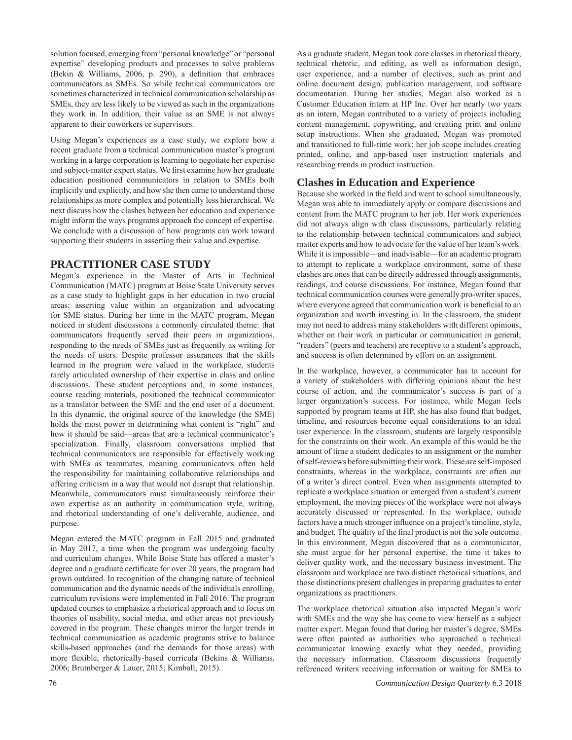solution focused, emerging from "personal knowledge" or "personal expertise" developing products and processes to solve problems (Bekin & Williams, 2006, p. 290), a definition that embraces communicators as SMEs. So while technical communicators are sometimes characterized in technical communication scholarship as SMEs, they are less likely to be viewed as such in the organizations they work in. In addition, their value as an SME is not always apparent to their coworkers or supervisors.

Using Megan's experiences as a case study, we explore how a recent graduate from a technical communication master's program working in a large corporation is learning to negotiate her expertise and subject-matter expert status. We first examine how her graduate education positioned communicators in relation to SMEs both implicitly and explicitly, and how she then came to understand those relationships as more complex and potentially less hierarchical. We next discuss how the clashes between her education and experience might inform the ways programs approach the concept of expertise. We conclude with a discussion of how programs can work toward supporting their students in asserting their value and expertise.

## PRACTITIONER CASE STUDY

Megan's experience in the Master of Arts in Technical Communication (MATC) program at Boise State University serves as a case study to highlight gaps in her education in two crucial areas: asserting value within an organization and advocating for SME status. During her time in the MATC program, Megan noticed in student discussions a commonly circulated theme: that communicators frequently served their peers in organizations, responding to the needs of SMEs just as frequently as writing for the needs of users. Despite professor assurances that the skills learned in the program were valued in the workplace, students rarely articulated ownership of their expertise in class and online discussions. These student perceptions and, in some instances, course reading materials, positioned the technical communicator as a translator between the SME and the end user of a document. In this dynamic, the original source of the knowledge (the SME) holds the most power in determining what content is "right" and how it should be said—areas that are a technical communicator's specialization. Finally, classroom conversations implied that technical communicators are responsible for effectively working with SMEs as teammates, meaning communicators often held the responsibility for maintaining collaborative relationships and offering criticism in a way that would not disrupt that relationship. Meanwhile, communicators must simultaneously reinforce their own expertise as an authority in communication style, writing, and rhetorical understanding of one's deliverable, audience, and purpose.

Megan entered the MATC program in Fall 2015 and graduated in May 2017, a time when the program was undergoing faculty and curriculum changes. While Boise State has offered a master's degree and a graduate certificate for over 20 years, the program had grown outdated. In recognition of the changing nature of technical communication and the dynamic needs of the individuals enrolling, curriculum revisions were implemented in Fall 2016. The program updated courses to emphasize a rhetorical approach and to focus on theories of usability, social media, and other areas not previously covered in the program. These changes mirror the larger trends in technical communication as academic programs strive to balance skills-based approaches (and the demands for those areas) with more flexible, rhetorically-based curricula (Bekins & Williams, 2006; Brumberger & Lauer, 2015; Kimball, 2015).

As a graduate student, Megan took core classes in rhetorical theory, technical rhetoric, and editing, as well as information design, user experience, and a number of electives, such as print and online document design, publication management, and software documentation. During her studies, Megan also worked as a Customer Education intern at HP Inc. Over her nearly two years as an intern, Megan contributed to a variety of projects including content management, copywriting, and creating print and online setup instructions. When she graduated, Megan was promoted and transitioned to full-time work; her job scope includes creating printed, online, and app-based user instruction materials and researching trends in product instruction.

## Clashes in Education and Experience

Because she worked in the field and went to school simultaneously, Megan was able to immediately apply or compare discussions and content from the MATC program to her job. Her work experiences did not always align with class discussions, particularly relating to the relationship between technical communicators and subject matter experts and how to advocate for the value of her team's work. While it is impossible—and inadvisable—for an academic program to attempt to replicate a workplace environment, some of these clashes are ones that can be directly addressed through assignments, readings, and course discussions. For instance, Megan found that technical communication courses were generally pro-writer spaces, where everyone agreed that communication work is beneficial to an organization and worth investing in. In the classroom, the student may not need to address many stakeholders with different opinions, whether on their work in particular or communication in general; "readers" (peers and teachers) are receptive to a student's approach, and success is often determined by effort on an assignment.

In the workplace, however, a communicator has to account for a variety of stakeholders with differing opinions about the best course of action, and the communicator's success is part of a larger organization's success. For instance, while Megan feels supported by program teams at HP, she has also found that budget, timeline, and resources become equal considerations to an ideal user experience. In the classroom, students are largely responsible for the constraints on their work. An example of this would be the amount of time a student dedicates to an assignment or the number of self-reviews before submitting their work. These are self-imposed constraints, whereas in the workplace, constraints are often out of a writer's direct control. Even when assignments attempted to replicate a workplace situation or emerged from a student's current employment, the moving pieces of the workplace were not always accurately discussed or represented. In the workplace, outside factors have a much stronger influence on a project's timeline, style, and budget. The quality of the final product is not the sole outcome. In this environment, Megan discovered that as a communicator, she must argue for her personal expertise, the time it takes to deliver quality work, and the necessary business investment. The classroom and workplace are two distinct rhetorical situations, and those distinctions present challenges in preparing graduates to enter organizations as practitioners.

The workplace rhetorical situation also impacted Megan's work with SMEs and the way she has come to view herself as a subject matter expert. Megan found that during her master's degree, SMEs were often painted as authorities who approached a technical communicator knowing exactly what they needed, providing the necessary information. Classroom discussions frequently referenced writers receiving information or waiting for SMEs to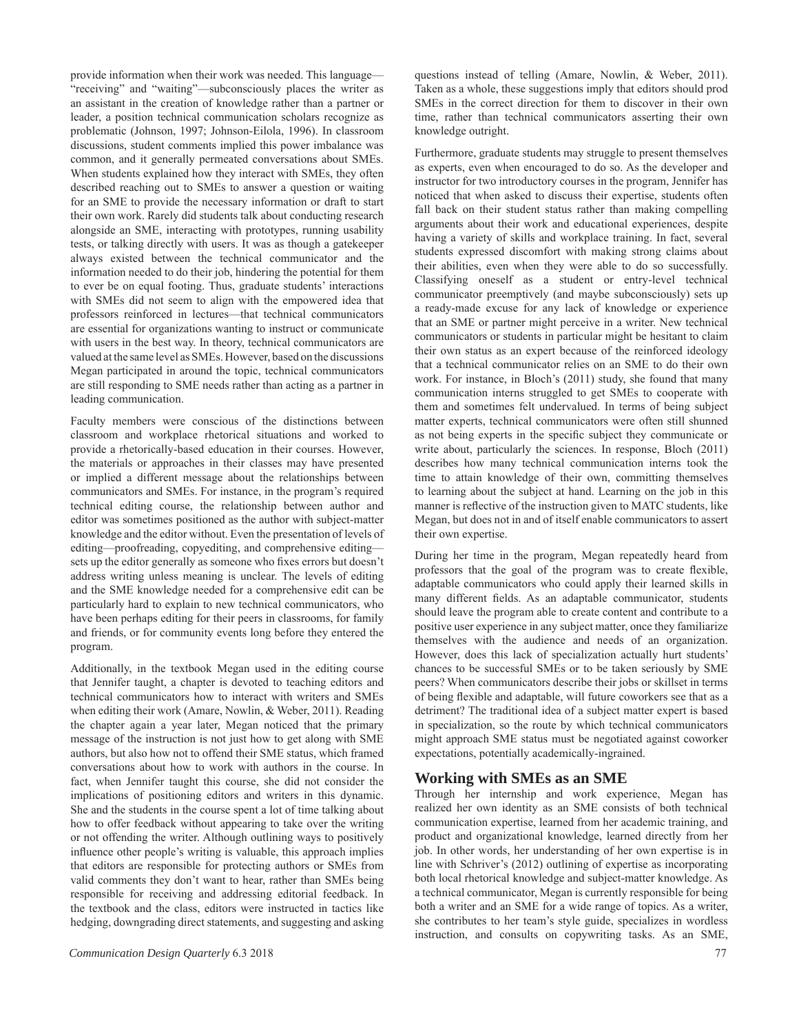provide information when their work was needed. This language—"receiving" and "waiting"—subconsciously places the writer as an assistant in the creation of knowledge rather than a partner or leader, a position technical communication scholars recognize as problematic (Johnson, 1997; Johnson-Eilola, 1996). In classroom discussions, student comments implied this power imbalance was common, and it generally permeated conversations about SMEs. When students explained how they interact with SMEs, they often described reaching out to SMEs to answer a question or waiting for an SME to provide the necessary information or draft to start their own work. Rarely did students talk about conducting research alongside an SME, interacting with prototypes, running usability tests, or talking directly with users. It was as though a gatekeeper always existed between the technical communicator and the information needed to do their job, hindering the potential for them to ever be on equal footing. Thus, graduate students' interactions with SMEs did not seem to align with the empowered idea that professors reinforced in lectures—that technical communicators are essential for organizations wanting to instruct or communicate with users in the best way. In theory, technical communicators are valued at the same level as SMEs. However, based on the discussions Megan participated in around the topic, technical communicators are still responding to SME needs rather than acting as a partner in leading communication.

Faculty members were conscious of the distinctions between classroom and workplace rhetorical situations and worked to provide a rhetorically-based education in their courses. However, the materials or approaches in their classes may have presented or implied a different message about the relationships between communicators and SMEs. For instance, in the program's required technical editing course, the relationship between author and editor was sometimes positioned as the author with subject-matter knowledge and the editor without. Even the presentation of levels of editing—proofreading, copyediting, and comprehensive editing—sets up the editor generally as someone who fixes errors but doesn't address writing unless meaning is unclear. The levels of editing and the SME knowledge needed for a comprehensive edit can be particularly hard to explain to new technical communicators, who have been perhaps editing for their peers in classrooms, for family and friends, or for community events long before they entered the program.

Additionally, in the textbook Megan used in the editing course that Jennifer taught, a chapter is devoted to teaching editors and technical communicators how to interact with writers and SMEs when editing their work (Amare, Nowlin, & Weber, 2011). Reading the chapter again a year later, Megan noticed that the primary message of the instruction is not just how to get along with SME authors, but also how not to offend their SME status, which framed conversations about how to work with authors in the course. In fact, when Jennifer taught this course, she did not consider the implications of positioning editors and writers in this dynamic. She and the students in the course spent a lot of time talking about how to offer feedback without appearing to take over the writing or not offending the writer. Although outlining ways to positively influence other people's writing is valuable, this approach implies that editors are responsible for protecting authors or SMEs from valid comments they don't want to hear, rather than SMEs being responsible for receiving and addressing editorial feedback. In the textbook and the class, editors were instructed in tactics like hedging, downgrading direct statements, and suggesting and asking questions instead of telling (Amare, Nowlin, & Weber, 2011). Taken as a whole, these suggestions imply that editors should prod SMEs in the correct direction for them to discover in their own time, rather than technical communicators asserting their own knowledge outright.

Furthermore, graduate students may struggle to present themselves as experts, even when encouraged to do so. As the developer and instructor for two introductory courses in the program, Jennifer has noticed that when asked to discuss their expertise, students often fall back on their student status rather than making compelling arguments about their work and educational experiences, despite having a variety of skills and workplace training. In fact, several students expressed discomfort with making strong claims about their abilities, even when they were able to do so successfully. Classifying oneself as a student or entry-level technical communicator preemptively (and maybe subconsciously) sets up a ready-made excuse for any lack of knowledge or experience that an SME or partner might perceive in a writer. New technical communicators or students in particular might be hesitant to claim their own status as an expert because of the reinforced ideology that a technical communicator relies on an SME to do their own work. For instance, in Bloch's (2011) study, she found that many communication interns struggled to get SMEs to cooperate with them and sometimes felt undervalued. In terms of being subject matter experts, technical communicators were often still shunned as not being experts in the specific subject they communicate or write about, particularly the sciences. In response, Bloch (2011) describes how many technical communication interns took the time to attain knowledge of their own, committing themselves to learning about the subject at hand. Learning on the job in this manner is reflective of the instruction given to MATC students, like Megan, but does not in and of itself enable communicators to assert their own expertise.

During her time in the program, Megan repeatedly heard from professors that the goal of the program was to create flexible, adaptable communicators who could apply their learned skills in many different fields. As an adaptable communicator, students should leave the program able to create content and contribute to a positive user experience in any subject matter, once they familiarize themselves with the audience and needs of an organization. However, does this lack of specialization actually hurt students' chances to be successful SMEs or to be taken seriously by SME peers? When communicators describe their jobs or skillset in terms of being flexible and adaptable, will future coworkers see that as a detriment? The traditional idea of a subject matter expert is based in specialization, so the route by which technical communicators might approach SME status must be negotiated against coworker expectations, potentially academically-ingrained.

## Working with SMEs as an SME

Through her internship and work experience, Megan has realized her own identity as an SME consists of both technical communication expertise, learned from her academic training, and product and organizational knowledge, learned directly from her job. In other words, her understanding of her own expertise is in line with Schriver's (2012) outlining of expertise as incorporating both local rhetorical knowledge and subject-matter knowledge. As a technical communicator, Megan is currently responsible for being both a writer and an SME for a wide range of topics. As a writer, she contributes to her team's style guide, specializes in wordless instruction, and consults on copywriting tasks. As an SME,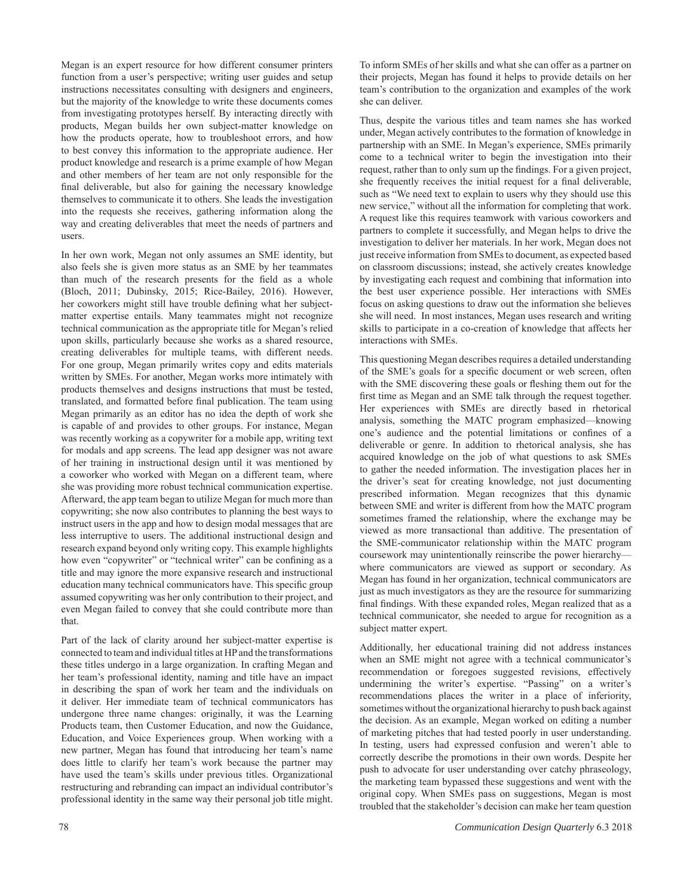Megan is an expert resource for how different consumer printers function from a user's perspective; writing user guides and setup instructions necessitates consulting with designers and engineers, but the majority of the knowledge to write these documents comes from investigating prototypes herself. By interacting directly with products, Megan builds her own subject-matter knowledge on how the products operate, how to troubleshoot errors, and how to best convey this information to the appropriate audience. Her product knowledge and research is a prime example of how Megan and other members of her team are not only responsible for the final deliverable, but also for gaining the necessary knowledge themselves to communicate it to others. She leads the investigation into the requests she receives, gathering information along the way and creating deliverables that meet the needs of partners and users.

In her own work, Megan not only assumes an SME identity, but also feels she is given more status as an SME by her teammates than much of the research presents for the field as a whole (Bloch, 2011; Dubinsky, 2015; Rice-Bailey, 2016). However, her coworkers might still have trouble defining what her subject-matter expertise entails. Many teammates might not recognize technical communication as the appropriate title for Megan's relied upon skills, particularly because she works as a shared resource, creating deliverables for multiple teams, with different needs. For one group, Megan primarily writes copy and edits materials written by SMEs. For another, Megan works more intimately with products themselves and designs instructions that must be tested, translated, and formatted before final publication. The team using Megan primarily as an editor has no idea the depth of work she is capable of and provides to other groups. For instance, Megan was recently working as a copywriter for a mobile app, writing text for modals and app screens. The lead app designer was not aware of her training in instructional design until it was mentioned by a coworker who worked with Megan on a different team, where she was providing more robust technical communication expertise. Afterward, the app team began to utilize Megan for much more than copywriting; she now also contributes to planning the best ways to instruct users in the app and how to design modal messages that are less interruptive to users. The additional instructional design and research expand beyond only writing copy. This example highlights how even "copywriter" or "technical writer" can be confining as a title and may ignore the more expansive research and instructional education many technical communicators have. This specific group assumed copywriting was her only contribution to their project, and even Megan failed to convey that she could contribute more than that.

Part of the lack of clarity around her subject-matter expertise is connected to team and individual titles at HP and the transformations these titles undergo in a large organization. In crafting Megan and her team's professional identity, naming and title have an impact in describing the span of work her team and the individuals on it deliver. Her immediate team of technical communicators has undergone three name changes: originally, it was the Learning Products team, then Customer Education, and now the Guidance, Education, and Voice Experiences group. When working with a new partner, Megan has found that introducing her team's name does little to clarify her team's work because the partner may have used the team's skills under previous titles. Organizational restructuring and rebranding can impact an individual contributor's professional identity in the same way their personal job title might. To inform SMEs of her skills and what she can offer as a partner on their projects, Megan has found it helps to provide details on her team's contribution to the organization and examples of the work she can deliver.

Thus, despite the various titles and team names she has worked under, Megan actively contributes to the formation of knowledge in partnership with an SME. In Megan's experience, SMEs primarily come to a technical writer to begin the investigation into their request, rather than to only sum up the findings. For a given project, she frequently receives the initial request for a final deliverable, such as "We need text to explain to users why they should use this new service," without all the information for completing that work. A request like this requires teamwork with various coworkers and partners to complete it successfully, and Megan helps to drive the investigation to deliver her materials. In her work, Megan does not just receive information from SMEs to document, as expected based on classroom discussions; instead, she actively creates knowledge by investigating each request and combining that information into the best user experience possible. Her interactions with SMEs focus on asking questions to draw out the information she believes she will need. In most instances, Megan uses research and writing skills to participate in a co-creation of knowledge that affects her interactions with SMEs.

This questioning Megan describes requires a detailed understanding of the SME's goals for a specific document or web screen, often with the SME discovering these goals or fleshing them out for the first time as Megan and an SME talk through the request together. Her experiences with SMEs are directly based in rhetorical analysis, something the MATC program emphasized—knowing one's audience and the potential limitations or confines of a deliverable or genre. In addition to rhetorical analysis, she has acquired knowledge on the job of what questions to ask SMEs to gather the needed information. The investigation places her in the driver's seat for creating knowledge, not just documenting prescribed information. Megan recognizes that this dynamic between SME and writer is different from how the MATC program sometimes framed the relationship, where the exchange may be viewed as more transactional than additive. The presentation of the SME-communicator relationship within the MATC program coursework may unintentionally reinscribe the power hierarchy—where communicators are viewed as support or secondary. As Megan has found in her organization, technical communicators are just as much investigators as they are the resource for summarizing final findings. With these expanded roles, Megan realized that as a technical communicator, she needed to argue for recognition as a subject matter expert.

Additionally, her educational training did not address instances when an SME might not agree with a technical communicator's recommendation or foregoes suggested revisions, effectively undermining the writer's expertise. "Passing" on a writer's recommendations places the writer in a place of inferiority, sometimes without the organizational hierarchy to push back against the decision. As an example, Megan worked on editing a number of marketing pitches that had tested poorly in user understanding. In testing, users had expressed confusion and weren't able to correctly describe the promotions in their own words. Despite her push to advocate for user understanding over catchy phraseology, the marketing team bypassed these suggestions and went with the original copy. When SMEs pass on suggestions, Megan is most troubled that the stakeholder's decision can make her team question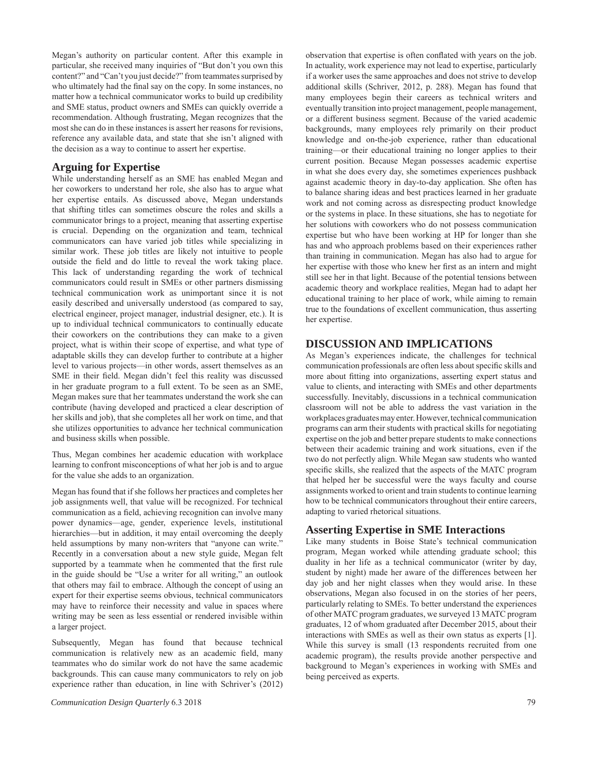Megan's authority on particular content. After this example in particular, she received many inquiries of "But don't you own this content?" and "Can't you just decide?" from teammates surprised by who ultimately had the final say on the copy. In some instances, no matter how a technical communicator works to build up credibility and SME status, product owners and SMEs can quickly override a recommendation. Although frustrating, Megan recognizes that the most she can do in these instances is assert her reasons for revisions, reference any available data, and state that she isn't aligned with the decision as a way to continue to assert her expertise.

## Arguing for Expertise

While understanding herself as an SME has enabled Megan and her coworkers to understand her role, she also has to argue what her expertise entails. As discussed above, Megan understands that shifting titles can sometimes obscure the roles and skills a communicator brings to a project, meaning that asserting expertise is crucial. Depending on the organization and team, technical communicators can have varied job titles while specializing in similar work. These job titles are likely not intuitive to people outside the field and do little to reveal the work taking place. This lack of understanding regarding the work of technical communicators could result in SMEs or other partners dismissing technical communication work as unimportant since it is not easily described and universally understood (as compared to say, electrical engineer, project manager, industrial designer, etc.). It is up to individual technical communicators to continually educate their coworkers on the contributions they can make to a given project, what is within their scope of expertise, and what type of adaptable skills they can develop further to contribute at a higher level to various projects—in other words, assert themselves as an SME in their field. Megan didn't feel this reality was discussed in her graduate program to a full extent. To be seen as an SME, Megan makes sure that her teammates understand the work she can contribute (having developed and practiced a clear description of her skills and job), that she completes all her work on time, and that she utilizes opportunities to advance her technical communication and business skills when possible.

Thus, Megan combines her academic education with workplace learning to confront misconceptions of what her job is and to argue for the value she adds to an organization.

Megan has found that if she follows her practices and completes her job assignments well, that value will be recognized. For technical communication as a field, achieving recognition can involve many power dynamics—age, gender, experience levels, institutional hierarchies—but in addition, it may entail overcoming the deeply held assumptions by many non-writers that "anyone can write." Recently in a conversation about a new style guide, Megan felt supported by a teammate when he commented that the first rule in the guide should be "Use a writer for all writing," an outlook that others may fail to embrace. Although the concept of using an expert for their expertise seems obvious, technical communicators may have to reinforce their necessity and value in spaces where writing may be seen as less essential or rendered invisible within a larger project.

Subsequently, Megan has found that because technical communication is relatively new as an academic field, many teammates who do similar work do not have the same academic backgrounds. This can cause many communicators to rely on job experience rather than education, in line with Schriver's (2012) observation that expertise is often conflated with years on the job. In actuality, work experience may not lead to expertise, particularly if a worker uses the same approaches and does not strive to develop additional skills (Schriver, 2012, p. 288). Megan has found that many employees begin their careers as technical writers and eventually transition into project management, people management, or a different business segment. Because of the varied academic backgrounds, many employees rely primarily on their product knowledge and on-the-job experience, rather than educational training—or their educational training no longer applies to their current position. Because Megan possesses academic expertise in what she does every day, she sometimes experiences pushback against academic theory in day-to-day application. She often has to balance sharing ideas and best practices learned in her graduate work and not coming across as disrespecting product knowledge or the systems in place. In these situations, she has to negotiate for her solutions with coworkers who do not possess communication expertise but who have been working at HP for longer than she has and who approach problems based on their experiences rather than training in communication. Megan has also had to argue for her expertise with those who knew her first as an intern and might still see her in that light. Because of the potential tensions between academic theory and workplace realities, Megan had to adapt her educational training to her place of work, while aiming to remain true to the foundations of excellent communication, thus asserting her expertise.

# DISCUSSION AND IMPLICATIONS

As Megan's experiences indicate, the challenges for technical communication professionals are often less about specific skills and more about fitting into organizations, asserting expert status and value to clients, and interacting with SMEs and other departments successfully. Inevitably, discussions in a technical communication classroom will not be able to address the vast variation in the workplaces graduates may enter. However, technical communication programs can arm their students with practical skills for negotiating expertise on the job and better prepare students to make connections between their academic training and work situations, even if the two do not perfectly align. While Megan saw students who wanted specific skills, she realized that the aspects of the MATC program that helped her be successful were the ways faculty and course assignments worked to orient and train students to continue learning how to be technical communicators throughout their entire careers, adapting to varied rhetorical situations.

## Asserting Expertise in SME Interactions

Like many students in Boise State's technical communication program, Megan worked while attending graduate school; this duality in her life as a technical communicator (writer by day, student by night) made her aware of the differences between her day job and her night classes when they would arise. In these observations, Megan also focused in on the stories of her peers, particularly relating to SMEs. To better understand the experiences of other MATC program graduates, we surveyed 13 MATC program graduates, 12 of whom graduated after December 2015, about their interactions with SMEs as well as their own status as experts [1]. While this survey is small (13 respondents recruited from one academic program), the results provide another perspective and background to Megan's experiences in working with SMEs and being perceived as experts.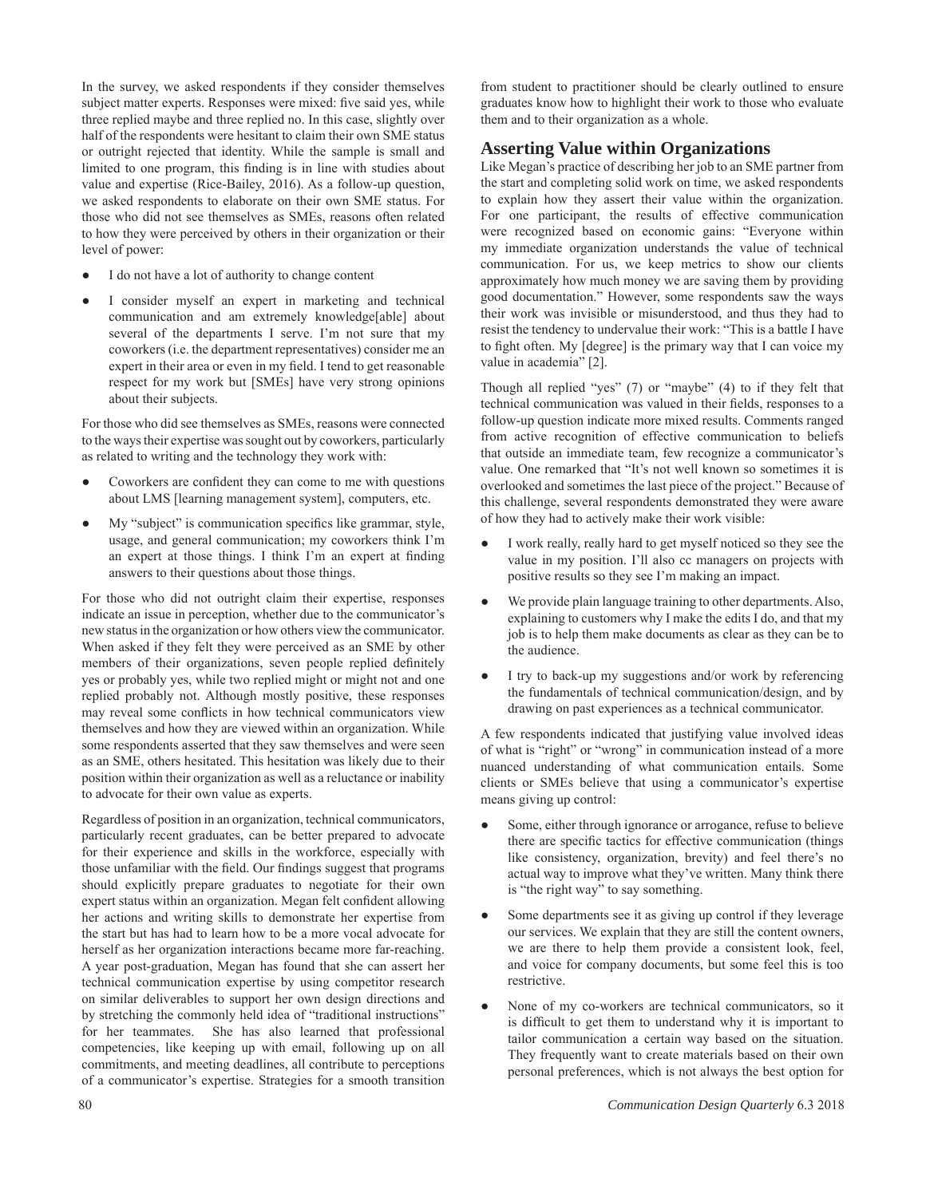In the survey, we asked respondents if they consider themselves subject matter experts. Responses were mixed: five said yes, while three replied maybe and three replied no. In this case, slightly over half of the respondents were hesitant to claim their own SME status or outright rejected that identity. While the sample is small and limited to one program, this finding is in line with studies about value and expertise (Rice-Bailey, 2016). As a follow-up question, we asked respondents to elaborate on their own SME status. For those who did not see themselves as SMEs, reasons often related to how they were perceived by others in their organization or their level of power:

- I do not have a lot of authority to change content
- I consider myself an expert in marketing and technical communication and am extremely knowledge[able] about several of the departments I serve. I'm not sure that my coworkers (i.e. the department representatives) consider me an expert in their area or even in my field. I tend to get reasonable respect for my work but [SMEs] have very strong opinions about their subjects.

For those who did see themselves as SMEs, reasons were connected to the ways their expertise was sought out by coworkers, particularly as related to writing and the technology they work with:

- Coworkers are confident they can come to me with questions about LMS [learning management system], computers, etc.
- My "subject" is communication specifics like grammar, style, usage, and general communication; my coworkers think I'm an expert at those things. I think I'm an expert at finding answers to their questions about those things.

For those who did not outright claim their expertise, responses indicate an issue in perception, whether due to the communicator's new status in the organization or how others view the communicator. When asked if they felt they were perceived as an SME by other members of their organizations, seven people replied definitely yes or probably yes, while two replied might or might not and one replied probably not. Although mostly positive, these responses may reveal some conflicts in how technical communicators view themselves and how they are viewed within an organization. While some respondents asserted that they saw themselves and were seen as an SME, others hesitated. This hesitation was likely due to their position within their organization as well as a reluctance or inability to advocate for their own value as experts.

Regardless of position in an organization, technical communicators, particularly recent graduates, can be better prepared to advocate for their experience and skills in the workforce, especially with those unfamiliar with the field. Our findings suggest that programs should explicitly prepare graduates to negotiate for their own expert status within an organization. Megan felt confident allowing her actions and writing skills to demonstrate her expertise from the start but has had to learn how to be a more vocal advocate for herself as her organization interactions became more far-reaching. A year post-graduation, Megan has found that she can assert her technical communication expertise by using competitor research on similar deliverables to support her own design directions and by stretching the commonly held idea of "traditional instructions" for her teammates. She has also learned that professional competencies, like keeping up with email, following up on all commitments, and meeting deadlines, all contribute to perceptions of a communicator's expertise. Strategies for a smooth transition from student to practitioner should be clearly outlined to ensure graduates know how to highlight their work to those who evaluate them and to their organization as a whole.

## Asserting Value within Organizations

Like Megan's practice of describing her job to an SME partner from the start and completing solid work on time, we asked respondents to explain how they assert their value within the organization. For one participant, the results of effective communication were recognized based on economic gains: "Everyone within my immediate organization understands the value of technical communication. For us, we keep metrics to show our clients approximately how much money we are saving them by providing good documentation." However, some respondents saw the ways their work was invisible or misunderstood, and thus they had to resist the tendency to undervalue their work: "This is a battle I have to fight often. My [degree] is the primary way that I can voice my value in academia" [2].

Though all replied "yes" (7) or "maybe" (4) to if they felt that technical communication was valued in their fields, responses to a follow-up question indicate more mixed results. Comments ranged from active recognition of effective communication to beliefs that outside an immediate team, few recognize a communicator's value. One remarked that "It's not well known so sometimes it is overlooked and sometimes the last piece of the project." Because of this challenge, several respondents demonstrated they were aware of how they had to actively make their work visible:

- I work really, really hard to get myself noticed so they see the value in my position. I'll also cc managers on projects with positive results so they see I'm making an impact.
- We provide plain language training to other departments. Also, explaining to customers why I make the edits I do, and that my job is to help them make documents as clear as they can be to the audience.
- I try to back-up my suggestions and/or work by referencing the fundamentals of technical communication/design, and by drawing on past experiences as a technical communicator.

A few respondents indicated that justifying value involved ideas of what is "right" or "wrong" in communication instead of a more nuanced understanding of what communication entails. Some clients or SMEs believe that using a communicator's expertise means giving up control:

- Some, either through ignorance or arrogance, refuse to believe there are specific tactics for effective communication (things like consistency, organization, brevity) and feel there's no actual way to improve what they've written. Many think there is "the right way" to say something.
- Some departments see it as giving up control if they leverage our services. We explain that they are still the content owners, we are there to help them provide a consistent look, feel, and voice for company documents, but some feel this is too restrictive.
- None of my co-workers are technical communicators, so it is difficult to get them to understand why it is important to tailor communication a certain way based on the situation. They frequently want to create materials based on their own personal preferences, which is not always the best option for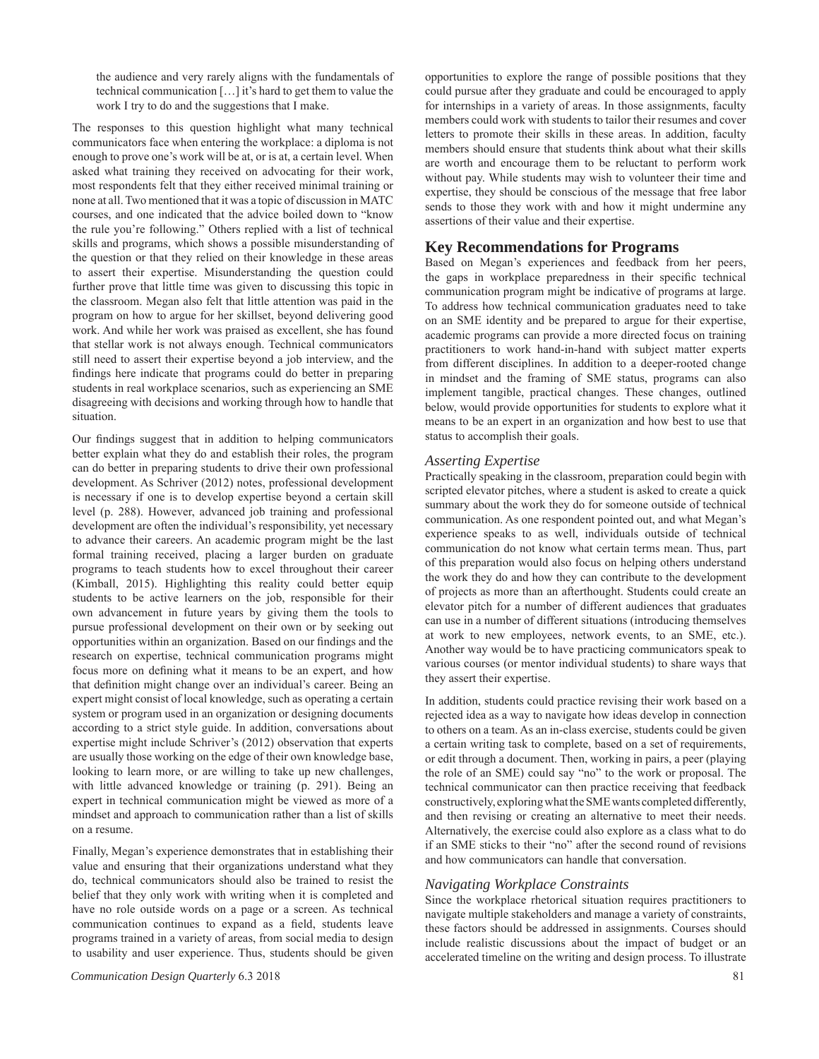the audience and very rarely aligns with the fundamentals of technical communication […] it's hard to get them to value the work I try to do and the suggestions that I make.

The responses to this question highlight what many technical communicators face when entering the workplace: a diploma is not enough to prove one's work will be at, or is at, a certain level. When asked what training they received on advocating for their work, most respondents felt that they either received minimal training or none at all. Two mentioned that it was a topic of discussion in MATC courses, and one indicated that the advice boiled down to "know the rule you're following." Others replied with a list of technical skills and programs, which shows a possible misunderstanding of the question or that they relied on their knowledge in these areas to assert their expertise. Misunderstanding the question could further prove that little time was given to discussing this topic in the classroom. Megan also felt that little attention was paid in the program on how to argue for her skillset, beyond delivering good work. And while her work was praised as excellent, she has found that stellar work is not always enough. Technical communicators still need to assert their expertise beyond a job interview, and the findings here indicate that programs could do better in preparing students in real workplace scenarios, such as experiencing an SME disagreeing with decisions and working through how to handle that situation.

Our findings suggest that in addition to helping communicators better explain what they do and establish their roles, the program can do better in preparing students to drive their own professional development. As Schriver (2012) notes, professional development is necessary if one is to develop expertise beyond a certain skill level (p. 288). However, advanced job training and professional development are often the individual's responsibility, yet necessary to advance their careers. An academic program might be the last formal training received, placing a larger burden on graduate programs to teach students how to excel throughout their career (Kimball, 2015). Highlighting this reality could better equip students to be active learners on the job, responsible for their own advancement in future years by giving them the tools to pursue professional development on their own or by seeking out opportunities within an organization. Based on our findings and the research on expertise, technical communication programs might focus more on defining what it means to be an expert, and how that definition might change over an individual's career. Being an expert might consist of local knowledge, such as operating a certain system or program used in an organization or designing documents according to a strict style guide. In addition, conversations about expertise might include Schriver's (2012) observation that experts are usually those working on the edge of their own knowledge base, looking to learn more, or are willing to take up new challenges, with little advanced knowledge or training (p. 291). Being an expert in technical communication might be viewed as more of a mindset and approach to communication rather than a list of skills on a resume.

Finally, Megan's experience demonstrates that in establishing their value and ensuring that their organizations understand what they do, technical communicators should also be trained to resist the belief that they only work with writing when it is completed and have no role outside words on a page or a screen. As technical communication continues to expand as a field, students leave programs trained in a variety of areas, from social media to design to usability and user experience. Thus, students should be given opportunities to explore the range of possible positions that they could pursue after they graduate and could be encouraged to apply for internships in a variety of areas. In those assignments, faculty members could work with students to tailor their resumes and cover letters to promote their skills in these areas. In addition, faculty members should ensure that students think about what their skills are worth and encourage them to be reluctant to perform work without pay. While students may wish to volunteer their time and expertise, they should be conscious of the message that free labor sends to those they work with and how it might undermine any assertions of their value and their expertise.

## Key Recommendations for Programs

Based on Megan's experiences and feedback from her peers, the gaps in workplace preparedness in their specific technical communication program might be indicative of programs at large. To address how technical communication graduates need to take on an SME identity and be prepared to argue for their expertise, academic programs can provide a more directed focus on training practitioners to work hand-in-hand with subject matter experts from different disciplines. In addition to a deeper-rooted change in mindset and the framing of SME status, programs can also implement tangible, practical changes. These changes, outlined below, would provide opportunities for students to explore what it means to be an expert in an organization and how best to use that status to accomplish their goals.

### *Asserting Expertise*

Practically speaking in the classroom, preparation could begin with scripted elevator pitches, where a student is asked to create a quick summary about the work they do for someone outside of technical communication. As one respondent pointed out, and what Megan's experience speaks to as well, individuals outside of technical communication do not know what certain terms mean. Thus, part of this preparation would also focus on helping others understand the work they do and how they can contribute to the development of projects as more than an afterthought. Students could create an elevator pitch for a number of different audiences that graduates can use in a number of different situations (introducing themselves at work to new employees, network events, to an SME, etc.). Another way would be to have practicing communicators speak to various courses (or mentor individual students) to share ways that they assert their expertise.

In addition, students could practice revising their work based on a rejected idea as a way to navigate how ideas develop in connection to others on a team. As an in-class exercise, students could be given a certain writing task to complete, based on a set of requirements, or edit through a document. Then, working in pairs, a peer (playing the role of an SME) could say "no" to the work or proposal. The technical communicator can then practice receiving that feedback constructively, exploring what the SME wants completed differently, and then revising or creating an alternative to meet their needs. Alternatively, the exercise could also explore as a class what to do if an SME sticks to their "no" after the second round of revisions and how communicators can handle that conversation.

### *Navigating Workplace Constraints*

Since the workplace rhetorical situation requires practitioners to navigate multiple stakeholders and manage a variety of constraints, these factors should be addressed in assignments. Courses should include realistic discussions about the impact of budget or an accelerated timeline on the writing and design process. To illustrate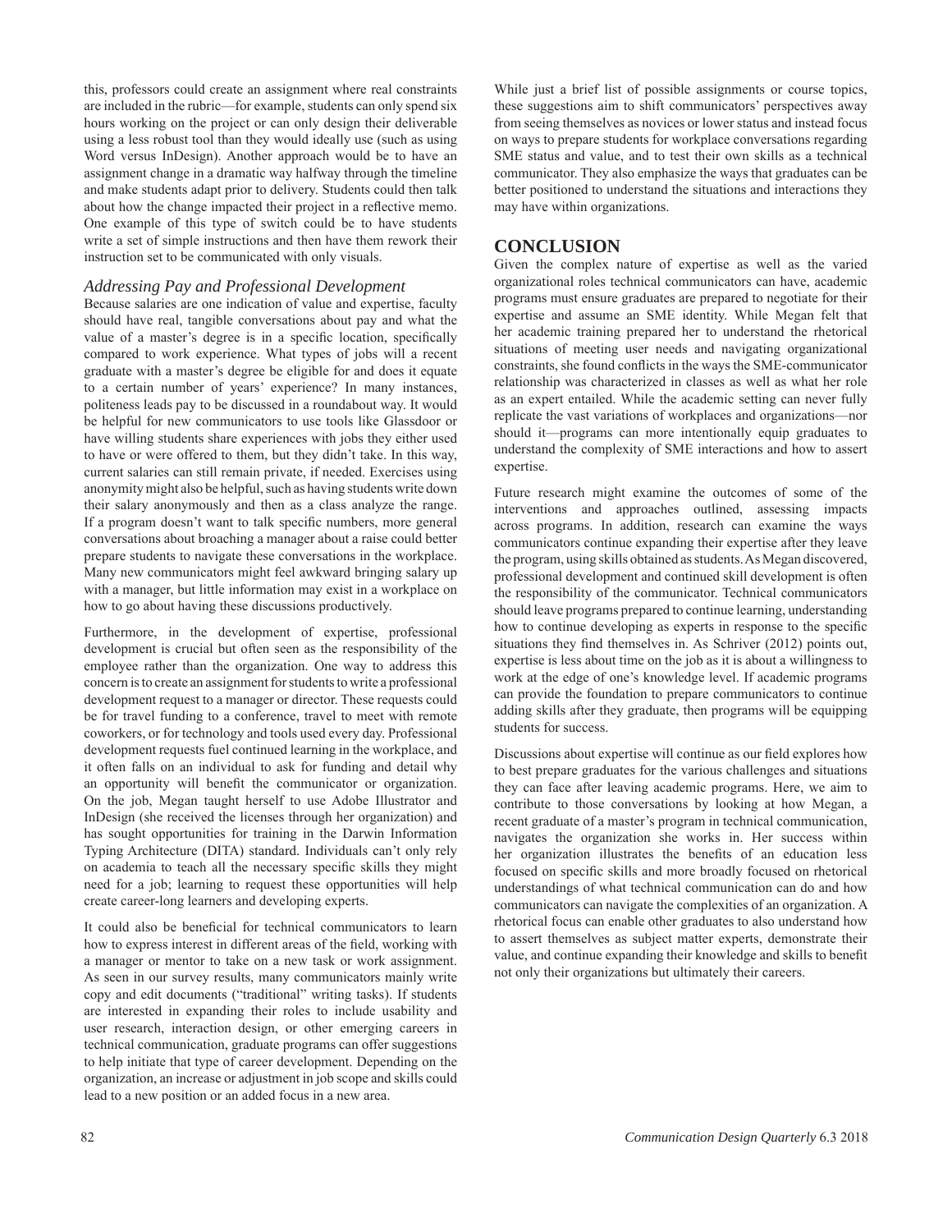this, professors could create an assignment where real constraints are included in the rubric—for example, students can only spend six hours working on the project or can only design their deliverable using a less robust tool than they would ideally use (such as using Word versus InDesign). Another approach would be to have an assignment change in a dramatic way halfway through the timeline and make students adapt prior to delivery. Students could then talk about how the change impacted their project in a reflective memo. One example of this type of switch could be to have students write a set of simple instructions and then have them rework their instruction set to be communicated with only visuals.

### *Addressing Pay and Professional Development*

Because salaries are one indication of value and expertise, faculty should have real, tangible conversations about pay and what the value of a master's degree is in a specific location, specifically compared to work experience. What types of jobs will a recent graduate with a master's degree be eligible for and does it equate to a certain number of years' experience? In many instances, politeness leads pay to be discussed in a roundabout way. It would be helpful for new communicators to use tools like Glassdoor or have willing students share experiences with jobs they either used to have or were offered to them, but they didn't take. In this way, current salaries can still remain private, if needed. Exercises using anonymity might also be helpful, such as having students write down their salary anonymously and then as a class analyze the range. If a program doesn't want to talk specific numbers, more general conversations about broaching a manager about a raise could better prepare students to navigate these conversations in the workplace. Many new communicators might feel awkward bringing salary up with a manager, but little information may exist in a workplace on how to go about having these discussions productively.

Furthermore, in the development of expertise, professional development is crucial but often seen as the responsibility of the employee rather than the organization. One way to address this concern is to create an assignment for students to write a professional development request to a manager or director. These requests could be for travel funding to a conference, travel to meet with remote coworkers, or for technology and tools used every day. Professional development requests fuel continued learning in the workplace, and it often falls on an individual to ask for funding and detail why an opportunity will benefit the communicator or organization. On the job, Megan taught herself to use Adobe Illustrator and InDesign (she received the licenses through her organization) and has sought opportunities for training in the Darwin Information Typing Architecture (DITA) standard. Individuals can't only rely on academia to teach all the necessary specific skills they might need for a job; learning to request these opportunities will help create career-long learners and developing experts.

It could also be beneficial for technical communicators to learn how to express interest in different areas of the field, working with a manager or mentor to take on a new task or work assignment. As seen in our survey results, many communicators mainly write copy and edit documents ("traditional" writing tasks). If students are interested in expanding their roles to include usability and user research, interaction design, or other emerging careers in technical communication, graduate programs can offer suggestions to help initiate that type of career development. Depending on the organization, an increase or adjustment in job scope and skills could lead to a new position or an added focus in a new area.

While just a brief list of possible assignments or course topics, these suggestions aim to shift communicators' perspectives away from seeing themselves as novices or lower status and instead focus on ways to prepare students for workplace conversations regarding SME status and value, and to test their own skills as a technical communicator. They also emphasize the ways that graduates can be better positioned to understand the situations and interactions they may have within organizations.

## CONCLUSION

Given the complex nature of expertise as well as the varied organizational roles technical communicators can have, academic programs must ensure graduates are prepared to negotiate for their expertise and assume an SME identity. While Megan felt that her academic training prepared her to understand the rhetorical situations of meeting user needs and navigating organizational constraints, she found conflicts in the ways the SME-communicator relationship was characterized in classes as well as what her role as an expert entailed. While the academic setting can never fully replicate the vast variations of workplaces and organizations—nor should it—programs can more intentionally equip graduates to understand the complexity of SME interactions and how to assert expertise.

Future research might examine the outcomes of some of the interventions and approaches outlined, assessing impacts across programs. In addition, research can examine the ways communicators continue expanding their expertise after they leave the program, using skills obtained as students. As Megan discovered, professional development and continued skill development is often the responsibility of the communicator. Technical communicators should leave programs prepared to continue learning, understanding how to continue developing as experts in response to the specific situations they find themselves in. As Schriver (2012) points out, expertise is less about time on the job as it is about a willingness to work at the edge of one's knowledge level. If academic programs can provide the foundation to prepare communicators to continue adding skills after they graduate, then programs will be equipping students for success.

Discussions about expertise will continue as our field explores how to best prepare graduates for the various challenges and situations they can face after leaving academic programs. Here, we aim to contribute to those conversations by looking at how Megan, a recent graduate of a master's program in technical communication, navigates the organization she works in. Her success within her organization illustrates the benefits of an education less focused on specific skills and more broadly focused on rhetorical understandings of what technical communication can do and how communicators can navigate the complexities of an organization. A rhetorical focus can enable other graduates to also understand how to assert themselves as subject matter experts, demonstrate their value, and continue expanding their knowledge and skills to benefit not only their organizations but ultimately their careers.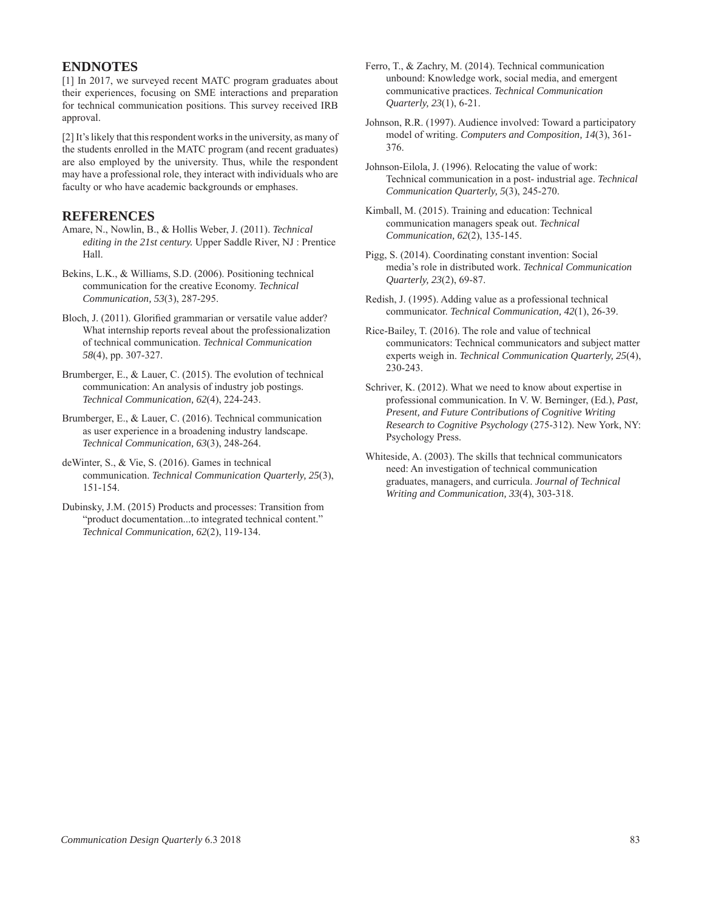## ENDNOTES

[1] In 2017, we surveyed recent MATC program graduates about their experiences, focusing on SME interactions and preparation for technical communication positions. This survey received IRB approval.

[2] It's likely that this respondent works in the university, as many of the students enrolled in the MATC program (and recent graduates) are also employed by the university. Thus, while the respondent may have a professional role, they interact with individuals who are faculty or who have academic backgrounds or emphases.

## REFERENCES

Amare, N., Nowlin, B., & Hollis Weber, J. (2011). *Technical editing in the 21st century.* Upper Saddle River, NJ : Prentice Hall.

Bekins, L.K., & Williams, S.D. (2006). Positioning technical communication for the creative Economy. *Technical Communication, 53*(3), 287-295.

Bloch, J. (2011). Glorified grammarian or versatile value adder? What internship reports reveal about the professionalization of technical communication. *Technical Communication 58*(4), pp. 307-327.

Brumberger, E., & Lauer, C. (2015). The evolution of technical communication: An analysis of industry job postings. *Technical Communication, 62*(4), 224-243.

Brumberger, E., & Lauer, C. (2016). Technical communication as user experience in a broadening industry landscape. *Technical Communication, 63*(3), 248-264.

deWinter, S., & Vie, S. (2016). Games in technical communication. *Technical Communication Quarterly, 25*(3), 151-154.

Dubinsky, J.M. (2015) Products and processes: Transition from "product documentation...to integrated technical content." *Technical Communication, 62*(2), 119-134.

Ferro, T., & Zachry, M. (2014). Technical communication unbound: Knowledge work, social media, and emergent communicative practices. *Technical Communication Quarterly, 23*(1), 6-21.

Johnson, R.R. (1997). Audience involved: Toward a participatory model of writing. *Computers and Composition, 14*(3), 361-376.

Johnson-Eilola, J. (1996). Relocating the value of work: Technical communication in a post- industrial age. *Technical Communication Quarterly, 5*(3), 245-270.

Kimball, M. (2015). Training and education: Technical communication managers speak out. *Technical Communication, 62*(2), 135-145.

Pigg, S. (2014). Coordinating constant invention: Social media's role in distributed work. *Technical Communication Quarterly, 23*(2), 69-87.

Redish, J. (1995). Adding value as a professional technical communicator. *Technical Communication, 42*(1), 26-39.

Rice-Bailey, T. (2016). The role and value of technical communicators: Technical communicators and subject matter experts weigh in. *Technical Communication Quarterly, 25*(4), 230-243.

Schriver, K. (2012). What we need to know about expertise in professional communication. In V. W. Berninger, (Ed.), *Past, Present, and Future Contributions of Cognitive Writing Research to Cognitive Psychology* (275-312). New York, NY: Psychology Press.

Whiteside, A. (2003). The skills that technical communicators need: An investigation of technical communication graduates, managers, and curricula. *Journal of Technical Writing and Communication, 33*(4), 303-318.